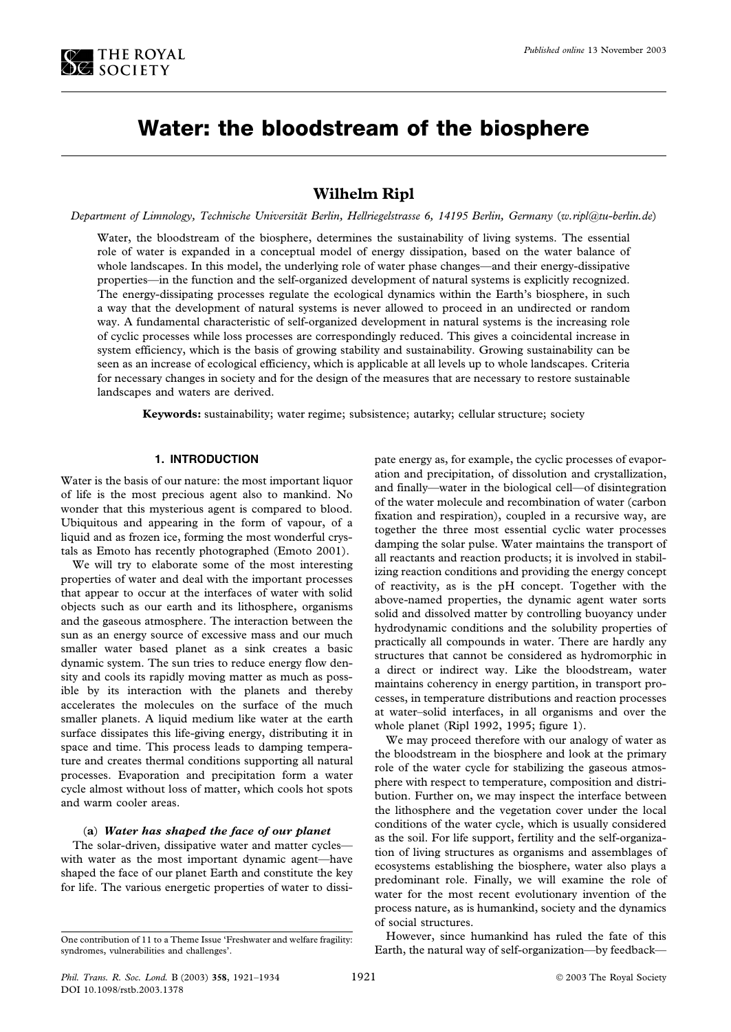# Water: the bloodstream of the biosphere

**Wilhelm Ripl**

*Department of Limnology, Technische Universität Berlin, Hellriegelstrasse 6, 14195 Berlin, Germany (w.ripl@tu-berlin.de)*

Water, the bloodstream of the biosphere, determines the sustainability of living systems. The essential role of water is expanded in a conceptual model of energy dissipation, based on the water balance of whole landscapes. In this model, the underlying role of water phase changes—and their energy-dissipative properties—in the function and the self-organized development of natural systems is explicitly recognized. The energy-dissipating processes regulate the ecological dynamics within the Earth's biosphere, in such a way that the development of natural systems is never allowed to proceed in an undirected or random way. A fundamental characteristic of self-organized development in natural systems is the increasing role of cyclic processes while loss processes are correspondingly reduced. This gives a coincidental increase in system efficiency, which is the basis of growing stability and sustainability. Growing sustainability can be seen as an increase of ecological efficiency, which is applicable at all levels up to whole landscapes. Criteria for necessary changes in society and for the design of the measures that are necessary to restore sustainable landscapes and waters are derived.

**Keywords:** sustainability; water regime; subsistence; autarky; cellular structure; society

## 1. INTRODUCTION

Water is the basis of our nature: the most important liquor of life is the most precious agent also to mankind. No wonder that this mysterious agent is compared to blood. Ubiquitous and appearing in the form of vapour, of a liquid and as frozen ice, forming the most wonderful crystals as Emoto has recently photographed (Emoto 2001).

We will try to elaborate some of the most interesting properties of water and deal with the important processes that appear to occur at the interfaces of water with solid objects such as our earth and its lithosphere, organisms and the gaseous atmosphere. The interaction between the sun as an energy source of excessive mass and our much smaller water based planet as a sink creates a basic dynamic system. The sun tries to reduce energy flow density and cools its rapidly moving matter as much as possible by its interaction with the planets and thereby accelerates the molecules on the surface of the much smaller planets. A liquid medium like water at the earth surface dissipates this life-giving energy, distributing it in space and time. This process leads to damping temperature and creates thermal conditions supporting all natural processes. Evaporation and precipitation form a water cycle almost without loss of matter, which cools hot spots and warm cooler areas.

### (a) *Water has shaped the face of our planet*

The solar-driven, dissipative water and matter cycles—with water as the most important dynamic agent—have shaped the face of our planet Earth and constitute the key for life. The various energetic properties of water to dissipate energy as, for example, the cyclic processes of evaporation and precipitation, of dissolution and crystallization, and finally—water in the biological cell—of disintegration of the water molecule and recombination of water (carbon fixation and respiration), coupled in a recursive way, are together the three most essential cyclic water processes damping the solar pulse. Water maintains the transport of all reactants and reaction products; it is involved in stabilizing reaction conditions and providing the energy concept of reactivity, as is the pH concept. Together with the above-named properties, the dynamic agent water sorts solid and dissolved matter by controlling buoyancy under hydrodynamic conditions and the solubility properties of practically all compounds in water. There are hardly any structures that cannot be considered as hydromorphic in a direct or indirect way. Like the bloodstream, water maintains coherency in energy partition, in transport processes, in temperature distributions and reaction processes at water–solid interfaces, in all organisms and over the whole planet (Ripl 1992, 1995; figure 1).

We may proceed therefore with our analogy of water as the bloodstream in the biosphere and look at the primary role of the water cycle for stabilizing the gaseous atmosphere with respect to temperature, composition and distribution. Further on, we may inspect the interface between the lithosphere and the vegetation cover under the local conditions of the water cycle, which is usually considered as the soil. For life support, fertility and the self-organization of living structures as organisms and assemblages of ecosystems establishing the biosphere, water also plays a predominant role. Finally, we will examine the role of water for the most recent evolutionary invention of the process nature, as is humankind, society and the dynamics of social structures.

However, since humankind has ruled the fate of this Earth, the natural way of self-organization—by feedback—

One contribution of 11 to a Theme Issue 'Freshwater and welfare fragility: syndromes, vulnerabilities and challenges'.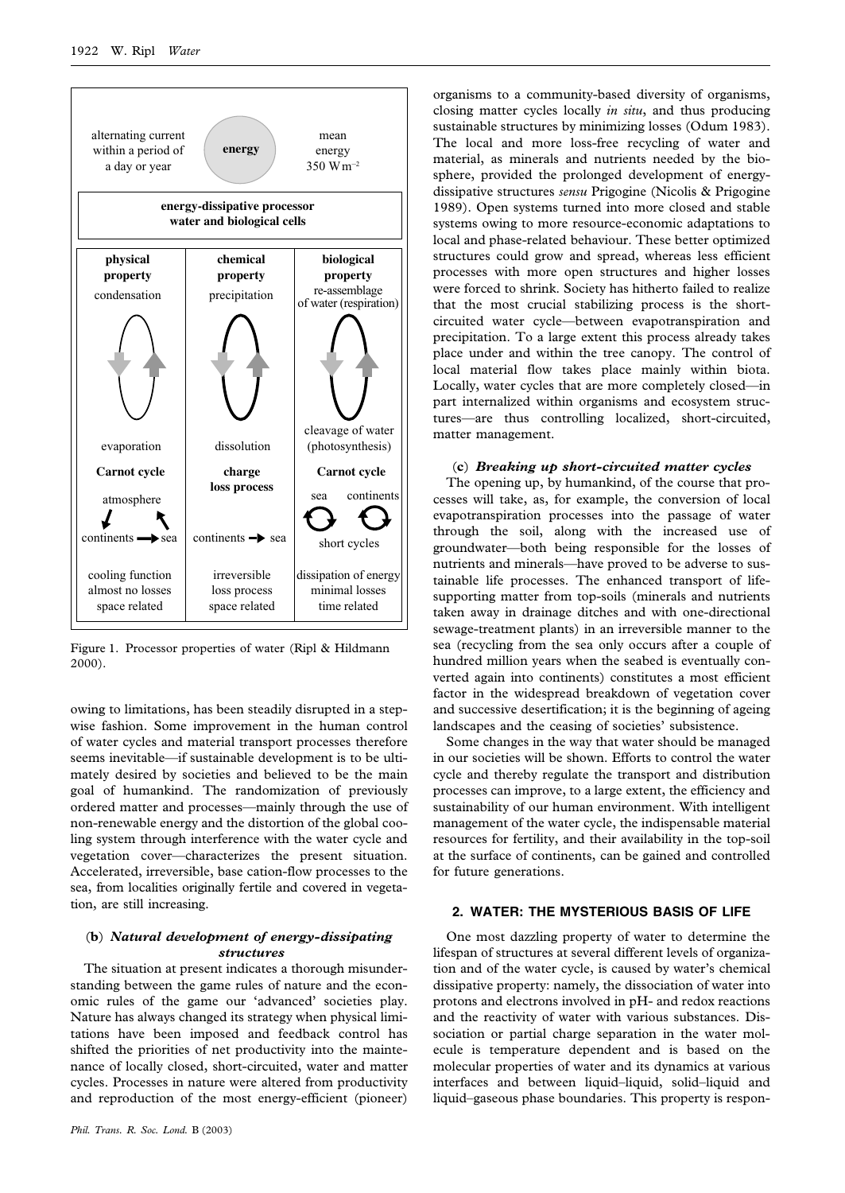| alternating current within a period of a day or year | energy | mean energy 350 W m$^{-2}$ |
|---|---|---|
| **energy-dissipative processor water and biological cells** | | |
| **physical property** condensation | **chemical property** precipitation | **biological property** re-assemblage of water (respiration) |
| evaporation | dissolution | cleavage of water (photosynthesis) |
| **Carnot cycle** | **charge loss process** | **Carnot cycle** |
| atmosphere; continents → sea | continents → sea | sea, continents; short cycles |
| cooling function almost no losses space related | irreversible loss process space related | dissipation of energy minimal losses time related |

Figure 1. Processor properties of water (Ripl & Hildmann 2000).

owing to limitations, has been steadily disrupted in a stepwise fashion. Some improvement in the human control of water cycles and material transport processes therefore seems inevitable—if sustainable development is to be ultimately desired by societies and believed to be the main goal of humankind. The randomization of previously ordered matter and processes—mainly through the use of non-renewable energy and the distortion of the global cooling system through interference with the water cycle and vegetation cover—characterizes the present situation. Accelerated, irreversible, base cation-flow processes to the sea, from localities originally fertile and covered in vegetation, are still increasing.

### (b) *Natural development of energy-dissipating structures*

The situation at present indicates a thorough misunderstanding between the game rules of nature and the economic rules of the game our 'advanced' societies play. Nature has always changed its strategy when physical limitations have been imposed and feedback control has shifted the priorities of net productivity into the maintenance of locally closed, short-circuited, water and matter cycles. Processes in nature were altered from productivity and reproduction of the most energy-efficient (pioneer) organisms to a community-based diversity of organisms, closing matter cycles locally *in situ*, and thus producing sustainable structures by minimizing losses (Odum 1983). The local and more loss-free recycling of water and material, as minerals and nutrients needed by the biosphere, provided the prolonged development of energy-dissipative structures *sensu* Prigogine (Nicolis & Prigogine 1989). Open systems turned into more closed and stable systems owing to more resource-economic adaptations to local and phase-related behaviour. These better optimized structures could grow and spread, whereas less efficient processes with more open structures and higher losses were forced to shrink. Society has hitherto failed to realize that the most crucial stabilizing process is the short-circuited water cycle—between evapotranspiration and precipitation. To a large extent this process already takes place under and within the tree canopy. The control of local material flow takes place mainly within biota. Locally, water cycles that are more completely closed—in part internalized within organisms and ecosystem structures—are thus controlling localized, short-circuited, matter management.

### (c) *Breaking up short-circuited matter cycles*

The opening up, by humankind, of the course that processes will take, as, for example, the conversion of local evapotranspiration processes into the passage of water through the soil, along with the increased use of groundwater—both being responsible for the losses of nutrients and minerals—have proved to be adverse to sustainable life processes. The enhanced transport of life-supporting matter from top-soils (minerals and nutrients taken away in drainage ditches and with one-directional sewage-treatment plants) in an irreversible manner to the sea (recycling from the sea only occurs after a couple of hundred million years when the seabed is eventually converted again into continents) constitutes a most efficient factor in the widespread breakdown of vegetation cover and successive desertification; it is the beginning of ageing landscapes and the ceasing of societies' subsistence.

Some changes in the way that water should be managed in our societies will be shown. Efforts to control the water cycle and thereby regulate the transport and distribution processes can improve, to a large extent, the efficiency and sustainability of our human environment. With intelligent management of the water cycle, the indispensable material resources for fertility, and their availability in the top-soil at the surface of continents, can be gained and controlled for future generations.

## 2. WATER: THE MYSTERIOUS BASIS OF LIFE

One most dazzling property of water to determine the lifespan of structures at several different levels of organization and of the water cycle, is caused by water's chemical dissipative property: namely, the dissociation of water into protons and electrons involved in pH- and redox reactions and the reactivity of water with various substances. Dissociation or partial charge separation in the water molecule is temperature dependent and is based on the molecular properties of water and its dynamics at various interfaces and between liquid–liquid, solid–liquid and liquid–gaseous phase boundaries. This property is respon-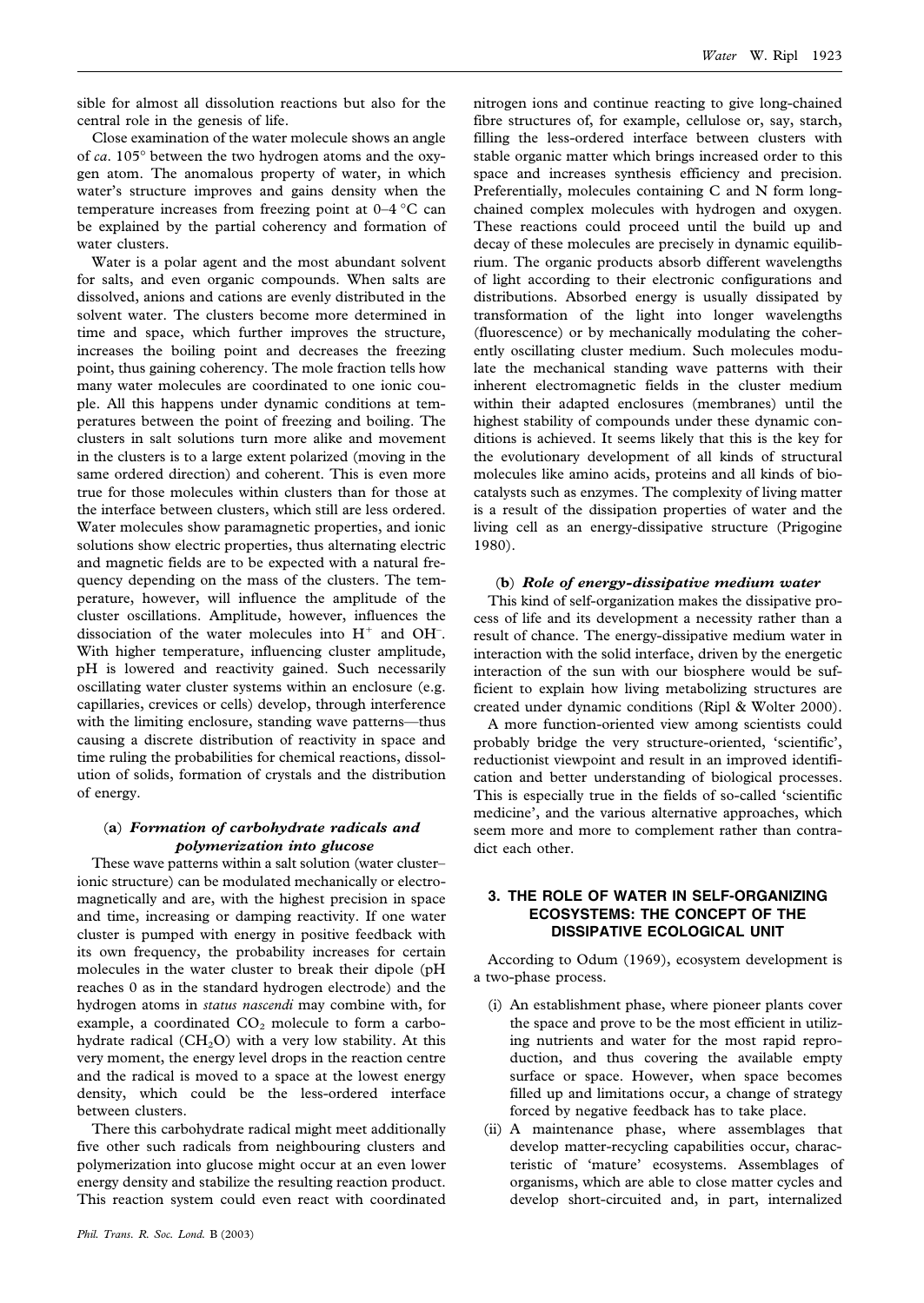sible for almost all dissolution reactions but also for the central role in the genesis of life.

Close examination of the water molecule shows an angle of *ca*. 105° between the two hydrogen atoms and the oxygen atom. The anomalous property of water, in which water's structure improves and gains density when the temperature increases from freezing point at 0–4 °C can be explained by the partial coherency and formation of water clusters.

Water is a polar agent and the most abundant solvent for salts, and even organic compounds. When salts are dissolved, anions and cations are evenly distributed in the solvent water. The clusters become more determined in time and space, which further improves the structure, increases the boiling point and decreases the freezing point, thus gaining coherency. The mole fraction tells how many water molecules are coordinated to one ionic couple. All this happens under dynamic conditions at temperatures between the point of freezing and boiling. The clusters in salt solutions turn more alike and movement in the clusters is to a large extent polarized (moving in the same ordered direction) and coherent. This is even more true for those molecules within clusters than for those at the interface between clusters, which still are less ordered. Water molecules show paramagnetic properties, and ionic solutions show electric properties, thus alternating electric and magnetic fields are to be expected with a natural frequency depending on the mass of the clusters. The temperature, however, will influence the amplitude of the cluster oscillations. Amplitude, however, influences the dissociation of the water molecules into $H^+$ and $OH^-$. With higher temperature, influencing cluster amplitude, pH is lowered and reactivity gained. Such necessarily oscillating water cluster systems within an enclosure (e.g. capillaries, crevices or cells) develop, through interference with the limiting enclosure, standing wave patterns—thus causing a discrete distribution of reactivity in space and time ruling the probabilities for chemical reactions, dissolution of solids, formation of crystals and the distribution of energy.

### (a) *Formation of carbohydrate radicals and polymerization into glucose*

These wave patterns within a salt solution (water cluster–ionic structure) can be modulated mechanically or electromagnetically and are, with the highest precision in space and time, increasing or damping reactivity. If one water cluster is pumped with energy in positive feedback with its own frequency, the probability increases for certain molecules in the water cluster to break their dipole (pH reaches 0 as in the standard hydrogen electrode) and the hydrogen atoms in *status nascendi* may combine with, for example, a coordinated $CO_2$ molecule to form a carbohydrate radical ($CH_2O$) with a very low stability. At this very moment, the energy level drops in the reaction centre and the radical is moved to a space at the lowest energy density, which could be the less-ordered interface between clusters.

There this carbohydrate radical might meet additionally five other such radicals from neighbouring clusters and polymerization into glucose might occur at an even lower energy density and stabilize the resulting reaction product. This reaction system could even react with coordinated nitrogen ions and continue reacting to give long-chained fibre structures of, for example, cellulose or, say, starch, filling the less-ordered interface between clusters with stable organic matter which brings increased order to this space and increases synthesis efficiency and precision. Preferentially, molecules containing C and N form long-chained complex molecules with hydrogen and oxygen. These reactions could proceed until the build up and decay of these molecules are precisely in dynamic equilibrium. The organic products absorb different wavelengths of light according to their electronic configurations and distributions. Absorbed energy is usually dissipated by transformation of the light into longer wavelengths (fluorescence) or by mechanically modulating the coherently oscillating cluster medium. Such molecules modulate the mechanical standing wave patterns with their inherent electromagnetic fields in the cluster medium within their adapted enclosures (membranes) until the highest stability of compounds under these dynamic conditions is achieved. It seems likely that this is the key for the evolutionary development of all kinds of structural molecules like amino acids, proteins and all kinds of biocatalysts such as enzymes. The complexity of living matter is a result of the dissipation properties of water and the living cell as an energy-dissipative structure (Prigogine 1980).

### (b) *Role of energy-dissipative medium water*

This kind of self-organization makes the dissipative process of life and its development a necessity rather than a result of chance. The energy-dissipative medium water in interaction with the solid interface, driven by the energetic interaction of the sun with our biosphere would be sufficient to explain how living metabolizing structures are created under dynamic conditions (Ripl & Wolter 2000).

A more function-oriented view among scientists could probably bridge the very structure-oriented, 'scientific', reductionist viewpoint and result in an improved identification and better understanding of biological processes. This is especially true in the fields of so-called 'scientific medicine', and the various alternative approaches, which seem more and more to complement rather than contradict each other.

## 3. THE ROLE OF WATER IN SELF-ORGANIZING ECOSYSTEMS: THE CONCEPT OF THE DISSIPATIVE ECOLOGICAL UNIT

According to Odum (1969), ecosystem development is a two-phase process.

(i) An establishment phase, where pioneer plants cover the space and prove to be the most efficient in utilizing nutrients and water for the most rapid reproduction, and thus covering the available empty surface or space. However, when space becomes filled up and limitations occur, a change of strategy forced by negative feedback has to take place.

(ii) A maintenance phase, where assemblages that develop matter-recycling capabilities occur, characteristic of 'mature' ecosystems. Assemblages of organisms, which are able to close matter cycles and develop short-circuited and, in part, internalized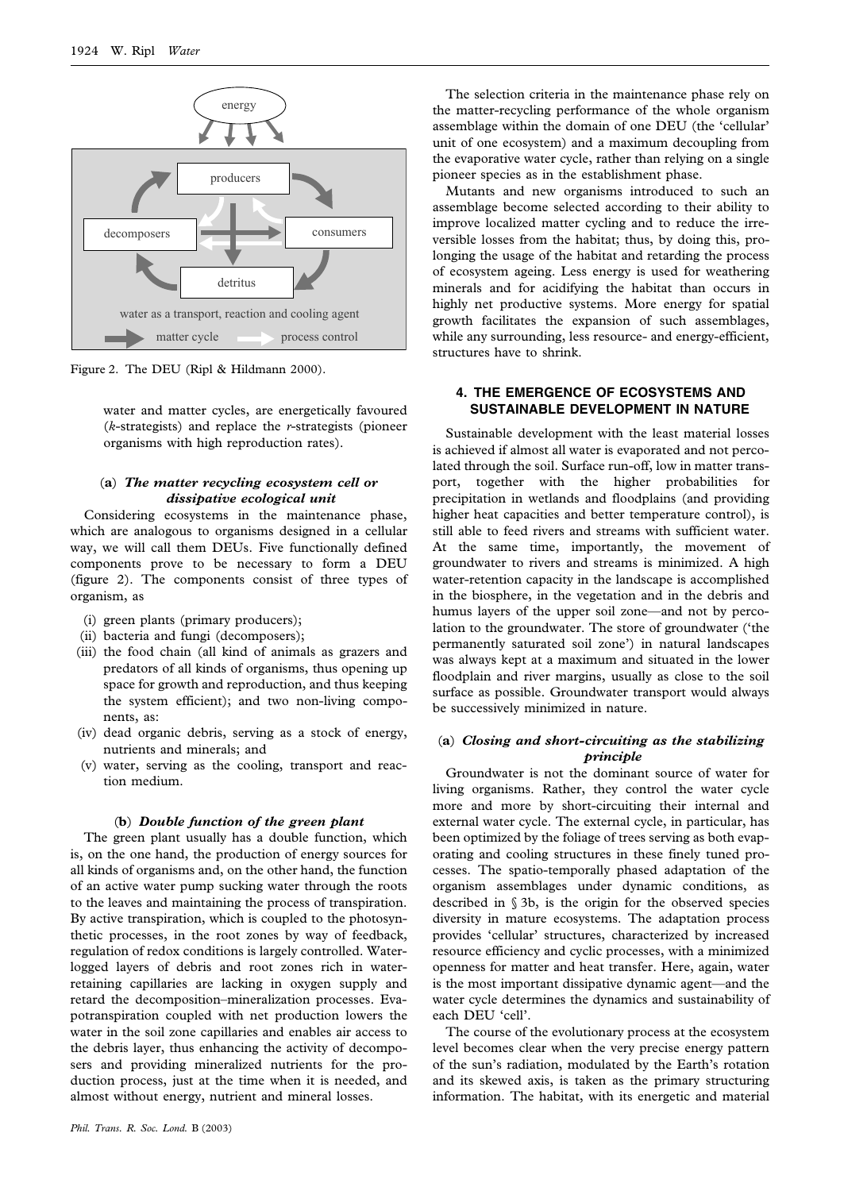energy

producers

decomposers

consumers

detritus

water as a transport, reaction and cooling agent

matter cycle

process control

Figure 2. The DEU (Ripl & Hildmann 2000).

water and matter cycles, are energetically favoured (*k*-strategists) and replace the *r*-strategists (pioneer organisms with high reproduction rates).

### (a) *The matter recycling ecosystem cell or dissipative ecological unit*

Considering ecosystems in the maintenance phase, which are analogous to organisms designed in a cellular way, we will call them DEUs. Five functionally defined components prove to be necessary to form a DEU (figure 2). The components consist of three types of organism, as

- (i) green plants (primary producers);
- (ii) bacteria and fungi (decomposers);
- (iii) the food chain (all kind of animals as grazers and predators of all kinds of organisms, thus opening up space for growth and reproduction, and thus keeping the system efficient); and two non-living components, as:
- (iv) dead organic debris, serving as a stock of energy, nutrients and minerals; and
- (v) water, serving as the cooling, transport and reaction medium.

### (b) *Double function of the green plant*

The green plant usually has a double function, which is, on the one hand, the production of energy sources for all kinds of organisms and, on the other hand, the function of an active water pump sucking water through the roots to the leaves and maintaining the process of transpiration. By active transpiration, which is coupled to the photosynthetic processes, in the root zones by way of feedback, regulation of redox conditions is largely controlled. Waterlogged layers of debris and root zones rich in water-retaining capillaries are lacking in oxygen supply and retard the decomposition–mineralization processes. Evapotranspiration coupled with net production lowers the water in the soil zone capillaries and enables air access to the debris layer, thus enhancing the activity of decomposers and providing mineralized nutrients for the production process, just at the time when it is needed, and almost without energy, nutrient and mineral losses.

The selection criteria in the maintenance phase rely on the matter-recycling performance of the whole organism assemblage within the domain of one DEU (the 'cellular' unit of one ecosystem) and a maximum decoupling from the evaporative water cycle, rather than relying on a single pioneer species as in the establishment phase.

Mutants and new organisms introduced to such an assemblage become selected according to their ability to improve localized matter cycling and to reduce the irreversible losses from the habitat; thus, by doing this, prolonging the usage of the habitat and retarding the process of ecosystem ageing. Less energy is used for weathering minerals and for acidifying the habitat than occurs in highly net productive systems. More energy for spatial growth facilitates the expansion of such assemblages, while any surrounding, less resource- and energy-efficient, structures have to shrink.

## 4. THE EMERGENCE OF ECOSYSTEMS AND SUSTAINABLE DEVELOPMENT IN NATURE

Sustainable development with the least material losses is achieved if almost all water is evaporated and not percolated through the soil. Surface run-off, low in matter transport, together with the higher probabilities for precipitation in wetlands and floodplains (and providing higher heat capacities and better temperature control), is still able to feed rivers and streams with sufficient water. At the same time, importantly, the movement of groundwater to rivers and streams is minimized. A high water-retention capacity in the landscape is accomplished in the biosphere, in the vegetation and in the debris and humus layers of the upper soil zone—and not by percolation to the groundwater. The store of groundwater ('the permanently saturated soil zone') in natural landscapes was always kept at a maximum and situated in the lower floodplain and river margins, usually as close to the soil surface as possible. Groundwater transport would always be successively minimized in nature.

### (a) *Closing and short-circuiting as the stabilizing principle*

Groundwater is not the dominant source of water for living organisms. Rather, they control the water cycle more and more by short-circuiting their internal and external water cycle. The external cycle, in particular, has been optimized by the foliage of trees serving as both evaporating and cooling structures in these finely tuned processes. The spatio-temporally phased adaptation of the organism assemblages under dynamic conditions, as described in § 3b, is the origin for the observed species diversity in mature ecosystems. The adaptation process provides 'cellular' structures, characterized by increased resource efficiency and cyclic processes, with a minimized openness for matter and heat transfer. Here, again, water is the most important dissipative dynamic agent—and the water cycle determines the dynamics and sustainability of each DEU 'cell'.

The course of the evolutionary process at the ecosystem level becomes clear when the very precise energy pattern of the sun's radiation, modulated by the Earth's rotation and its skewed axis, is taken as the primary structuring information. The habitat, with its energetic and material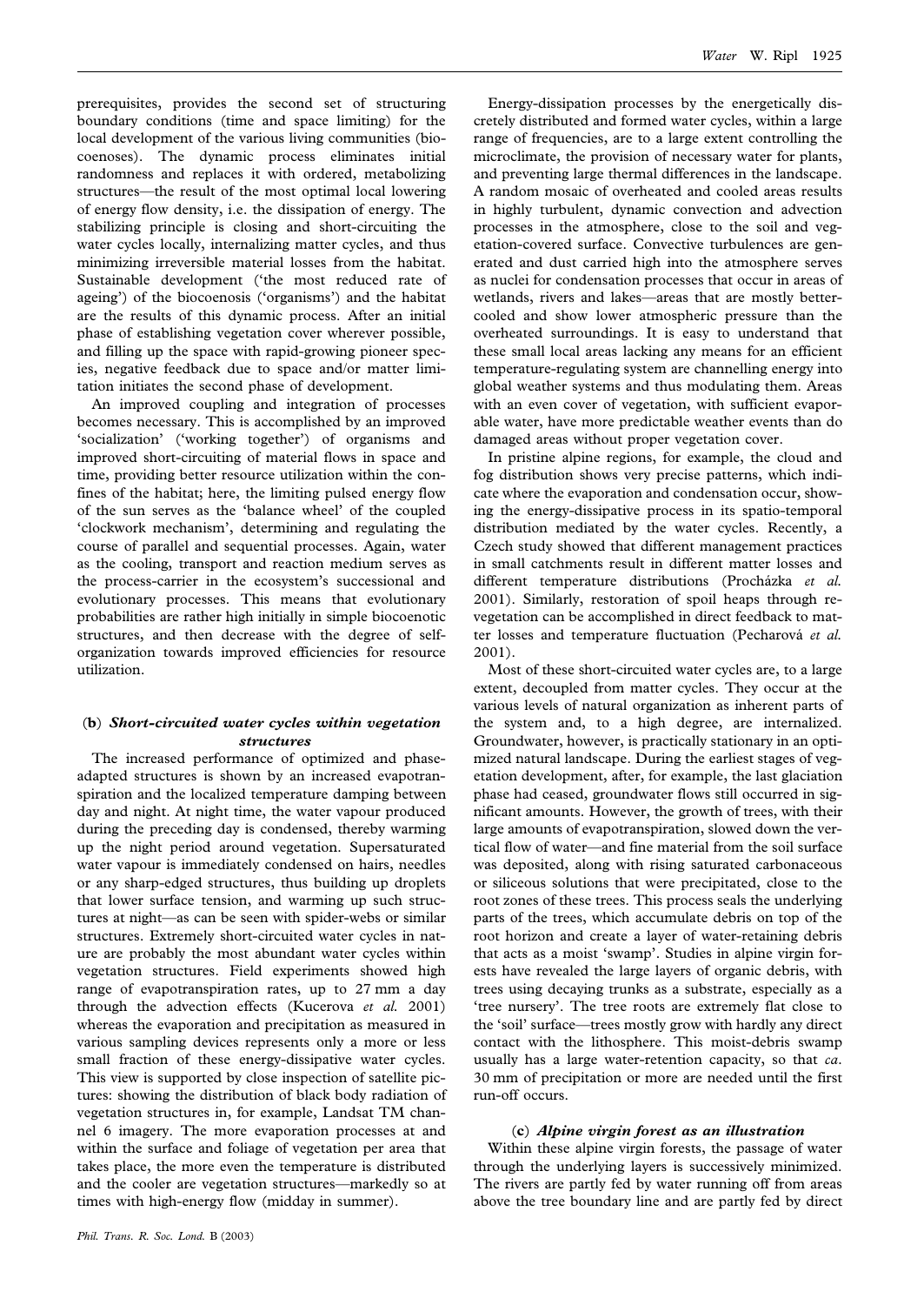prerequisites, provides the second set of structuring boundary conditions (time and space limiting) for the local development of the various living communities (biocoenoses). The dynamic process eliminates initial randomness and replaces it with ordered, metabolizing structures—the result of the most optimal local lowering of energy flow density, i.e. the dissipation of energy. The stabilizing principle is closing and short-circuiting the water cycles locally, internalizing matter cycles, and thus minimizing irreversible material losses from the habitat. Sustainable development ('the most reduced rate of ageing') of the biocoenosis ('organisms') and the habitat are the results of this dynamic process. After an initial phase of establishing vegetation cover wherever possible, and filling up the space with rapid-growing pioneer species, negative feedback due to space and/or matter limitation initiates the second phase of development.

An improved coupling and integration of processes becomes necessary. This is accomplished by an improved 'socialization' ('working together') of organisms and improved short-circuiting of material flows in space and time, providing better resource utilization within the confines of the habitat; here, the limiting pulsed energy flow of the sun serves as the 'balance wheel' of the coupled 'clockwork mechanism', determining and regulating the course of parallel and sequential processes. Again, water as the cooling, transport and reaction medium serves as the process-carrier in the ecosystem's successional and evolutionary processes. This means that evolutionary probabilities are rather high initially in simple biocoenotic structures, and then decrease with the degree of self-organization towards improved efficiencies for resource utilization.

### (b) *Short-circuited water cycles within vegetation structures*

The increased performance of optimized and phase-adapted structures is shown by an increased evapotranspiration and the localized temperature damping between day and night. At night time, the water vapour produced during the preceding day is condensed, thereby warming up the night period around vegetation. Supersaturated water vapour is immediately condensed on hairs, needles or any sharp-edged structures, thus building up droplets that lower surface tension, and warming up such structures at night—as can be seen with spider-webs or similar structures. Extremely short-circuited water cycles in nature are probably the most abundant water cycles within vegetation structures. Field experiments showed high range of evapotranspiration rates, up to 27 mm a day through the advection effects (Kucerova *et al.* 2001) whereas the evaporation and precipitation as measured in various sampling devices represents only a more or less small fraction of these energy-dissipative water cycles. This view is supported by close inspection of satellite pictures: showing the distribution of black body radiation of vegetation structures in, for example, Landsat TM channel 6 imagery. The more evaporation processes at and within the surface and foliage of vegetation per area that takes place, the more even the temperature is distributed and the cooler are vegetation structures—markedly so at times with high-energy flow (midday in summer).

Energy-dissipation processes by the energetically discretely distributed and formed water cycles, within a large range of frequencies, are to a large extent controlling the microclimate, the provision of necessary water for plants, and preventing large thermal differences in the landscape. A random mosaic of overheated and cooled areas results in highly turbulent, dynamic convection and advection processes in the atmosphere, close to the soil and vegetation-covered surface. Convective turbulences are generated and dust carried high into the atmosphere serves as nuclei for condensation processes that occur in areas of wetlands, rivers and lakes—areas that are mostly better-cooled and show lower atmospheric pressure than the overheated surroundings. It is easy to understand that these small local areas lacking any means for an efficient temperature-regulating system are channelling energy into global weather systems and thus modulating them. Areas with an even cover of vegetation, with sufficient evaporable water, have more predictable weather events than do damaged areas without proper vegetation cover.

In pristine alpine regions, for example, the cloud and fog distribution shows very precise patterns, which indicate where the evaporation and condensation occur, showing the energy-dissipative process in its spatio-temporal distribution mediated by the water cycles. Recently, a Czech study showed that different management practices in small catchments result in different matter losses and different temperature distributions (Procházka *et al.* 2001). Similarly, restoration of spoil heaps through re-vegetation can be accomplished in direct feedback to matter losses and temperature fluctuation (Pecharová *et al.* 2001).

Most of these short-circuited water cycles are, to a large extent, decoupled from matter cycles. They occur at the various levels of natural organization as inherent parts of the system and, to a high degree, are internalized. Groundwater, however, is practically stationary in an optimized natural landscape. During the earliest stages of vegetation development, after, for example, the last glaciation phase had ceased, groundwater flows still occurred in significant amounts. However, the growth of trees, with their large amounts of evapotranspiration, slowed down the vertical flow of water—and fine material from the soil surface was deposited, along with rising saturated carbonaceous or siliceous solutions that were precipitated, close to the root zones of these trees. This process seals the underlying parts of the trees, which accumulate debris on top of the root horizon and create a layer of water-retaining debris that acts as a moist 'swamp'. Studies in alpine virgin forests have revealed the large layers of organic debris, with trees using decaying trunks as a substrate, especially as a 'tree nursery'. The tree roots are extremely flat close to the 'soil' surface—trees mostly grow with hardly any direct contact with the lithosphere. This moist-debris swamp usually has a large water-retention capacity, so that *ca.* 30 mm of precipitation or more are needed until the first run-off occurs.

### (c) *Alpine virgin forest as an illustration*

Within these alpine virgin forests, the passage of water through the underlying layers is successively minimized. The rivers are partly fed by water running off from areas above the tree boundary line and are partly fed by direct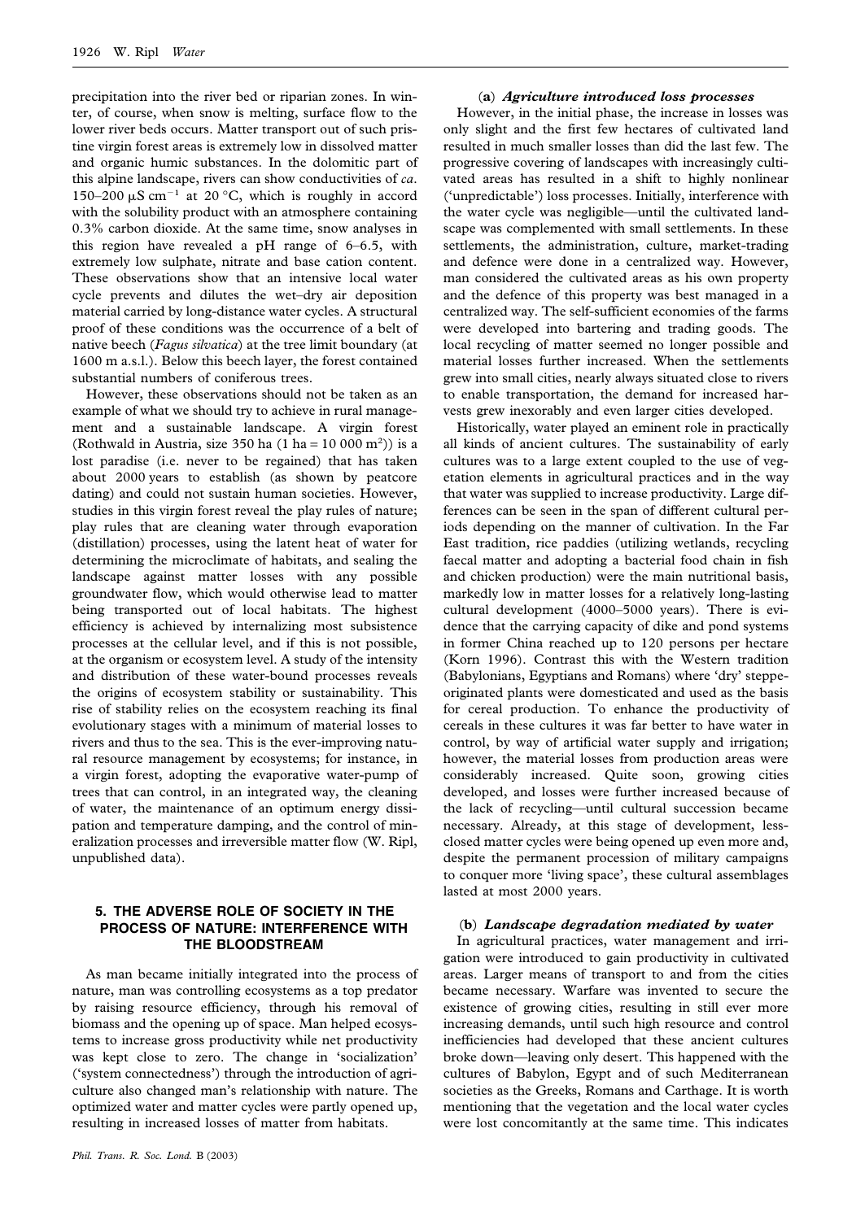precipitation into the river bed or riparian zones. In winter, of course, when snow is melting, surface flow to the lower river beds occurs. Matter transport out of such pristine virgin forest areas is extremely low in dissolved matter and organic humic substances. In the dolomitic part of this alpine landscape, rivers can show conductivities of *ca*. 150–200 $\mu S\ cm^{-1}$ at 20 °C, which is roughly in accord with the solubility product with an atmosphere containing 0.3% carbon dioxide. At the same time, snow analyses in this region have revealed a pH range of 6–6.5, with extremely low sulphate, nitrate and base cation content. These observations show that an intensive local water cycle prevents and dilutes the wet–dry air deposition material carried by long-distance water cycles. A structural proof of these conditions was the occurrence of a belt of native beech (*Fagus silvatica*) at the tree limit boundary (at 1600 m a.s.l.). Below this beech layer, the forest contained substantial numbers of coniferous trees.

However, these observations should not be taken as an example of what we should try to achieve in rural management and a sustainable landscape. A virgin forest (Rothwald in Austria, size 350 ha (1 ha = 10 000 $m^2$)) is a lost paradise (i.e. never to be regained) that has taken about 2000 years to establish (as shown by peatcore dating) and could not sustain human societies. However, studies in this virgin forest reveal the play rules of nature; play rules that are cleaning water through evaporation (distillation) processes, using the latent heat of water for determining the microclimate of habitats, and sealing the landscape against matter losses with any possible groundwater flow, which would otherwise lead to matter being transported out of local habitats. The highest efficiency is achieved by internalizing most subsistence processes at the cellular level, and if this is not possible, at the organism or ecosystem level. A study of the intensity and distribution of these water-bound processes reveals the origins of ecosystem stability or sustainability. This rise of stability relies on the ecosystem reaching its final evolutionary stages with a minimum of material losses to rivers and thus to the sea. This is the ever-improving natural resource management by ecosystems; for instance, in a virgin forest, adopting the evaporative water-pump of trees that can control, in an integrated way, the cleaning of water, the maintenance of an optimum energy dissipation and temperature damping, and the control of mineralization processes and irreversible matter flow (W. Ripl, unpublished data).

## 5. THE ADVERSE ROLE OF SOCIETY IN THE PROCESS OF NATURE: INTERFERENCE WITH THE BLOODSTREAM

As man became initially integrated into the process of nature, man was controlling ecosystems as a top predator by raising resource efficiency, through his removal of biomass and the opening up of space. Man helped ecosystems to increase gross productivity while net productivity was kept close to zero. The change in 'socialization' ('system connectedness') through the introduction of agriculture also changed man's relationship with nature. The optimized water and matter cycles were partly opened up, resulting in increased losses of matter from habitats.

### (a) *Agriculture introduced loss processes*

However, in the initial phase, the increase in losses was only slight and the first few hectares of cultivated land resulted in much smaller losses than did the last few. The progressive covering of landscapes with increasingly cultivated areas has resulted in a shift to highly nonlinear ('unpredictable') loss processes. Initially, interference with the water cycle was negligible—until the cultivated landscape was complemented with small settlements. In these settlements, the administration, culture, market-trading and defence were done in a centralized way. However, man considered the cultivated areas as his own property and the defence of this property was best managed in a centralized way. The self-sufficient economies of the farms were developed into bartering and trading goods. The local recycling of matter seemed no longer possible and material losses further increased. When the settlements grew into small cities, nearly always situated close to rivers to enable transportation, the demand for increased harvests grew inexorably and even larger cities developed.

Historically, water played an eminent role in practically all kinds of ancient cultures. The sustainability of early cultures was to a large extent coupled to the use of vegetation elements in agricultural practices and in the way that water was supplied to increase productivity. Large differences can be seen in the span of different cultural periods depending on the manner of cultivation. In the Far East tradition, rice paddies (utilizing wetlands, recycling faecal matter and adopting a bacterial food chain in fish and chicken production) were the main nutritional basis, markedly low in matter losses for a relatively long-lasting cultural development (4000–5000 years). There is evidence that the carrying capacity of dike and pond systems in former China reached up to 120 persons per hectare (Korn 1996). Contrast this with the Western tradition (Babylonians, Egyptians and Romans) where 'dry' steppe-originated plants were domesticated and used as the basis for cereal production. To enhance the productivity of cereals in these cultures it was far better to have water in control, by way of artificial water supply and irrigation; however, the material losses from production areas were considerably increased. Quite soon, growing cities developed, and losses were further increased because of the lack of recycling—until cultural succession became necessary. Already, at this stage of development, less-closed matter cycles were being opened up even more and, despite the permanent procession of military campaigns to conquer more 'living space', these cultural assemblages lasted at most 2000 years.

### (b) *Landscape degradation mediated by water*

In agricultural practices, water management and irrigation were introduced to gain productivity in cultivated areas. Larger means of transport to and from the cities became necessary. Warfare was invented to secure the existence of growing cities, resulting in still ever more increasing demands, until such high resource and control inefficiencies had developed that these ancient cultures broke down—leaving only desert. This happened with the cultures of Babylon, Egypt and of such Mediterranean societies as the Greeks, Romans and Carthage. It is worth mentioning that the vegetation and the local water cycles were lost concomitantly at the same time. This indicates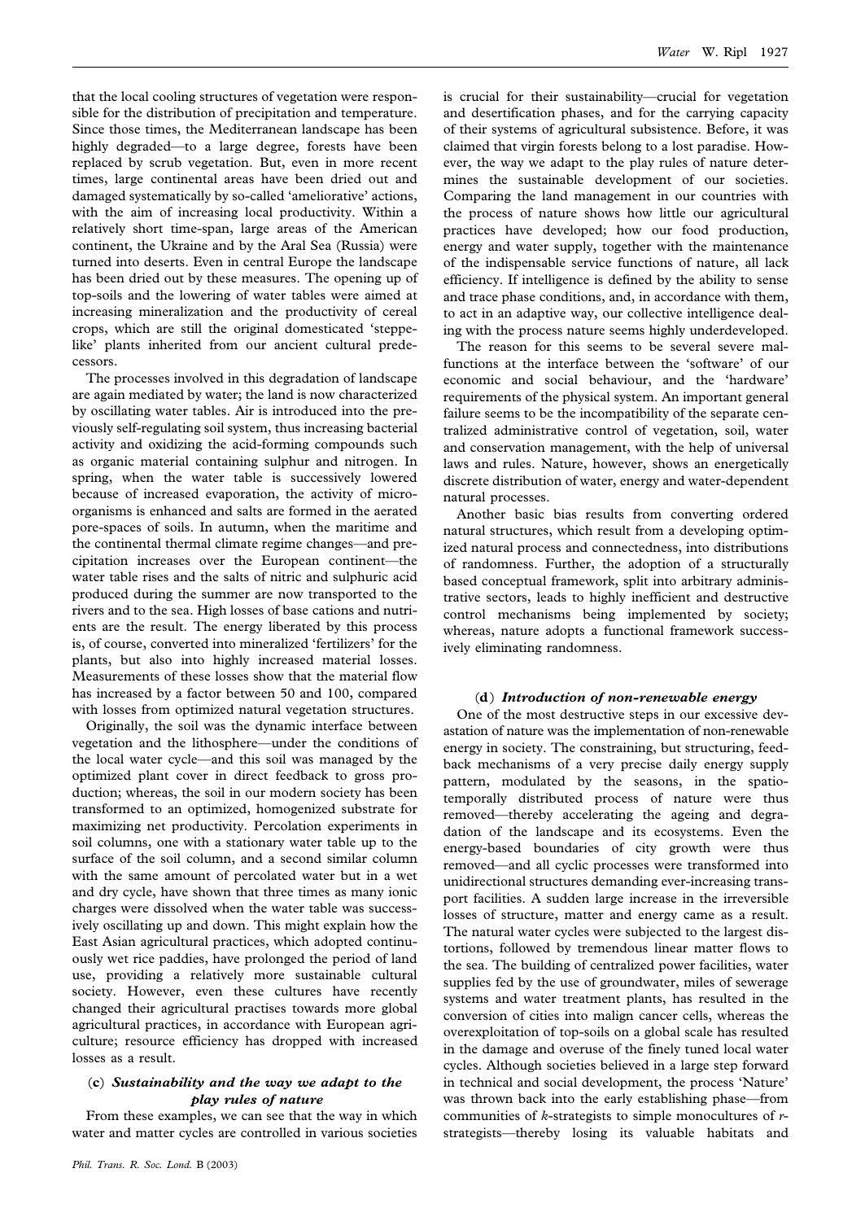that the local cooling structures of vegetation were responsible for the distribution of precipitation and temperature. Since those times, the Mediterranean landscape has been highly degraded—to a large degree, forests have been replaced by scrub vegetation. But, even in more recent times, large continental areas have been dried out and damaged systematically by so-called 'ameliorative' actions, with the aim of increasing local productivity. Within a relatively short time-span, large areas of the American continent, the Ukraine and by the Aral Sea (Russia) were turned into deserts. Even in central Europe the landscape has been dried out by these measures. The opening up of top-soils and the lowering of water tables were aimed at increasing mineralization and the productivity of cereal crops, which are still the original domesticated 'steppe-like' plants inherited from our ancient cultural predecessors.

The processes involved in this degradation of landscape are again mediated by water; the land is now characterized by oscillating water tables. Air is introduced into the previously self-regulating soil system, thus increasing bacterial activity and oxidizing the acid-forming compounds such as organic material containing sulphur and nitrogen. In spring, when the water table is successively lowered because of increased evaporation, the activity of microorganisms is enhanced and salts are formed in the aerated pore-spaces of soils. In autumn, when the maritime and the continental thermal climate regime changes—and precipitation increases over the European continent—the water table rises and the salts of nitric and sulphuric acid produced during the summer are now transported to the rivers and to the sea. High losses of base cations and nutrients are the result. The energy liberated by this process is, of course, converted into mineralized 'fertilizers' for the plants, but also into highly increased material losses. Measurements of these losses show that the material flow has increased by a factor between 50 and 100, compared with losses from optimized natural vegetation structures.

Originally, the soil was the dynamic interface between vegetation and the lithosphere—under the conditions of the local water cycle—and this soil was managed by the optimized plant cover in direct feedback to gross production; whereas, the soil in our modern society has been transformed to an optimized, homogenized substrate for maximizing net productivity. Percolation experiments in soil columns, one with a stationary water table up to the surface of the soil column, and a second similar column with the same amount of percolated water but in a wet and dry cycle, have shown that three times as many ionic charges were dissolved when the water table was successively oscillating up and down. This might explain how the East Asian agricultural practices, which adopted continuously wet rice paddies, have prolonged the period of land use, providing a relatively more sustainable cultural society. However, even these cultures have recently changed their agricultural practises towards more global agricultural practices, in accordance with European agriculture; resource efficiency has dropped with increased losses as a result.

### (c) *Sustainability and the way we adapt to the play rules of nature*

From these examples, we can see that the way in which water and matter cycles are controlled in various societies is crucial for their sustainability—crucial for vegetation and desertification phases, and for the carrying capacity of their systems of agricultural subsistence. Before, it was claimed that virgin forests belong to a lost paradise. However, the way we adapt to the play rules of nature determines the sustainable development of our societies. Comparing the land management in our countries with the process of nature shows how little our agricultural practices have developed; how our food production, energy and water supply, together with the maintenance of the indispensable service functions of nature, all lack efficiency. If intelligence is defined by the ability to sense and trace phase conditions, and, in accordance with them, to act in an adaptive way, our collective intelligence dealing with the process nature seems highly underdeveloped.

The reason for this seems to be several severe malfunctions at the interface between the 'software' of our economic and social behaviour, and the 'hardware' requirements of the physical system. An important general failure seems to be the incompatibility of the separate centralized administrative control of vegetation, soil, water and conservation management, with the help of universal laws and rules. Nature, however, shows an energetically discrete distribution of water, energy and water-dependent natural processes.

Another basic bias results from converting ordered natural structures, which result from a developing optimized natural process and connectedness, into distributions of randomness. Further, the adoption of a structurally based conceptual framework, split into arbitrary administrative sectors, leads to highly inefficient and destructive control mechanisms being implemented by society; whereas, nature adopts a functional framework successively eliminating randomness.

### (d) *Introduction of non-renewable energy*

One of the most destructive steps in our excessive devastation of nature was the implementation of non-renewable energy in society. The constraining, but structuring, feedback mechanisms of a very precise daily energy supply pattern, modulated by the seasons, in the spatiotemporally distributed process of nature were thus removed—thereby accelerating the ageing and degradation of the landscape and its ecosystems. Even the energy-based boundaries of city growth were thus removed—and all cyclic processes were transformed into unidirectional structures demanding ever-increasing transport facilities. A sudden large increase in the irreversible losses of structure, matter and energy came as a result. The natural water cycles were subjected to the largest distortions, followed by tremendous linear matter flows to the sea. The building of centralized power facilities, water supplies fed by the use of groundwater, miles of sewerage systems and water treatment plants, has resulted in the conversion of cities into malign cancer cells, whereas the overexploitation of top-soils on a global scale has resulted in the damage and overuse of the finely tuned local water cycles. Although societies believed in a large step forward in technical and social development, the process 'Nature' was thrown back into the early establishing phase—from communities of *k*-strategists to simple monocultures of *r*-strategists—thereby losing its valuable habitats and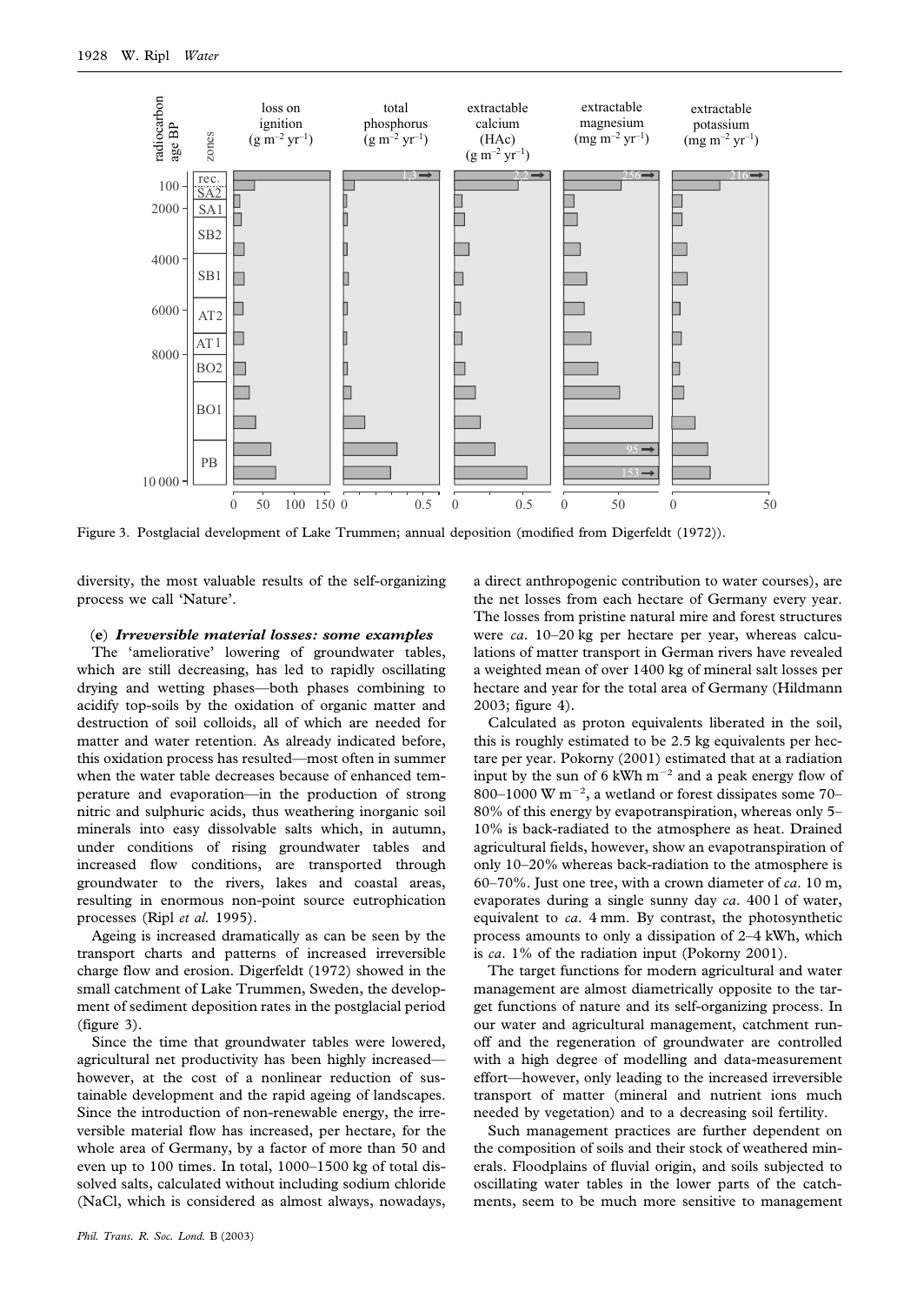Figure 3. Postglacial development of Lake Trummen; annual deposition (modified from Digerfeldt (1972)).

diversity, the most valuable results of the self-organizing process we call 'Nature'.

### (e) *Irreversible material losses: some examples*

The 'ameliorative' lowering of groundwater tables, which are still decreasing, has led to rapidly oscillating drying and wetting phases—both phases combining to acidify top-soils by the oxidation of organic matter and destruction of soil colloids, all of which are needed for matter and water retention. As already indicated before, this oxidation process has resulted—most often in summer when the water table decreases because of enhanced temperature and evaporation—in the production of strong nitric and sulphuric acids, thus weathering inorganic soil minerals into easy dissolvable salts which, in autumn, under conditions of rising groundwater tables and increased flow conditions, are transported through groundwater to the rivers, lakes and coastal areas, resulting in enormous non-point source eutrophication processes (Ripl *et al.* 1995).

Ageing is increased dramatically as can be seen by the transport charts and patterns of increased irreversible charge flow and erosion. Digerfeldt (1972) showed in the small catchment of Lake Trummen, Sweden, the development of sediment deposition rates in the postglacial period (figure 3).

Since the time that groundwater tables were lowered, agricultural net productivity has been highly increased—however, at the cost of a nonlinear reduction of sustainable development and the rapid ageing of landscapes. Since the introduction of non-renewable energy, the irreversible material flow has increased, per hectare, for the whole area of Germany, by a factor of more than 50 and even up to 100 times. In total, 1000–1500 kg of total dissolved salts, calculated without including sodium chloride (NaCl, which is considered as almost always, nowadays, a direct anthropogenic contribution to water courses), are the net losses from each hectare of Germany every year. The losses from pristine natural mire and forest structures were *ca.* 10–20 kg per hectare per year, whereas calculations of matter transport in German rivers have revealed a weighted mean of over 1400 kg of mineral salt losses per hectare and year for the total area of Germany (Hildmann 2003; figure 4).

Calculated as proton equivalents liberated in the soil, this is roughly estimated to be 2.5 kg equivalents per hectare per year. Pokorny (2001) estimated that at a radiation input by the sun of 6 kWh $m^{-2}$ and a peak energy flow of 800–1000 W $m^{-2}$, a wetland or forest dissipates some 70–80% of this energy by evapotranspiration, whereas only 5–10% is back-radiated to the atmosphere as heat. Drained agricultural fields, however, show an evapotranspiration of only 10–20% whereas back-radiation to the atmosphere is 60–70%. Just one tree, with a crown diameter of *ca.* 10 m, evaporates during a single sunny day *ca.* 400 l of water, equivalent to *ca.* 4 mm. By contrast, the photosynthetic process amounts to only a dissipation of 2–4 kWh, which is *ca.* 1% of the radiation input (Pokorny 2001).

The target functions for modern agricultural and water management are almost diametrically opposite to the target functions of nature and its self-organizing process. In our water and agricultural management, catchment runoff and the regeneration of groundwater are controlled with a high degree of modelling and data-measurement effort—however, only leading to the increased irreversible transport of matter (mineral and nutrient ions much needed by vegetation) and to a decreasing soil fertility.

Such management practices are further dependent on the composition of soils and their stock of weathered minerals. Floodplains of fluvial origin, and soils subjected to oscillating water tables in the lower parts of the catchments, seem to be much more sensitive to management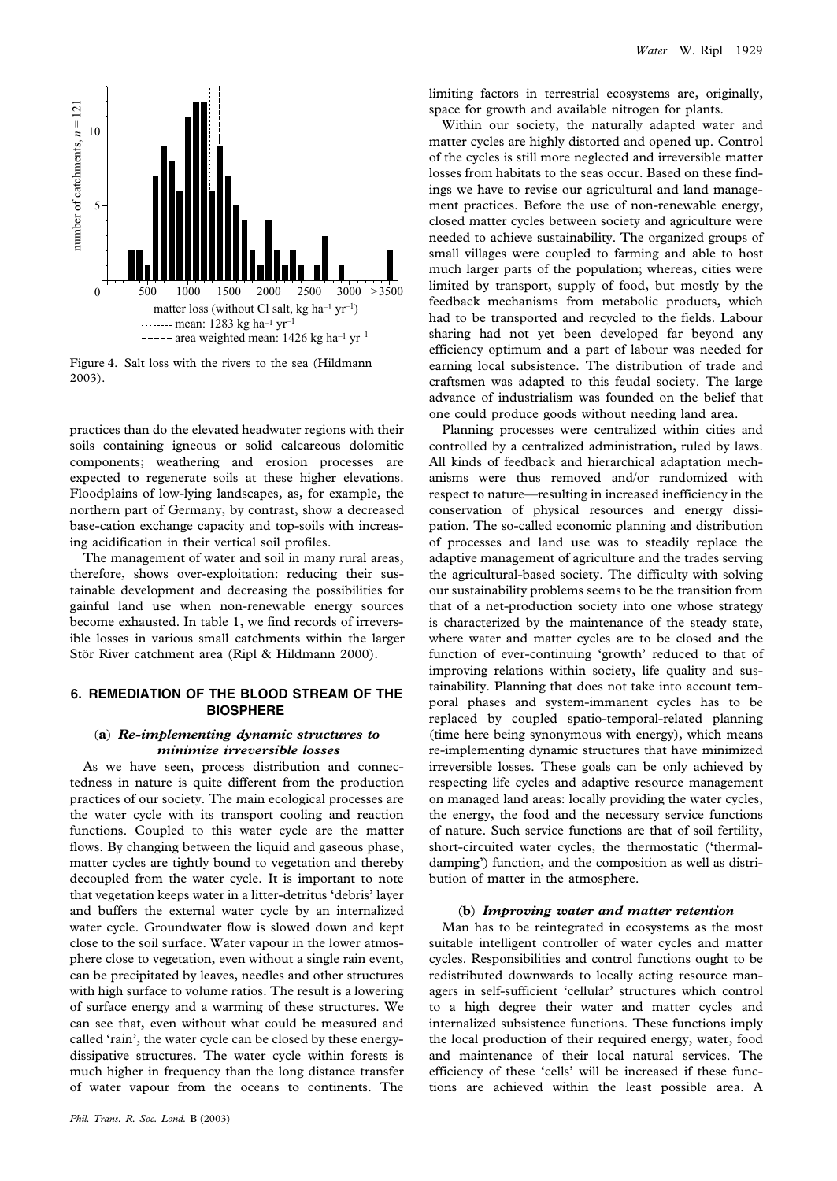Figure 4. Salt loss with the rivers to the sea (Hildmann 2003).

practices than do the elevated headwater regions with their soils containing igneous or solid calcareous dolomitic components; weathering and erosion processes are expected to regenerate soils at these higher elevations. Floodplains of low-lying landscapes, as, for example, the northern part of Germany, by contrast, show a decreased base-cation exchange capacity and top-soils with increasing acidification in their vertical soil profiles.

The management of water and soil in many rural areas, therefore, shows over-exploitation: reducing their sustainable development and decreasing the possibilities for gainful land use when non-renewable energy sources become exhausted. In table 1, we find records of irreversible losses in various small catchments within the larger Stör River catchment area (Ripl & Hildmann 2000).

## 6. REMEDIATION OF THE BLOOD STREAM OF THE BIOSPHERE

### (a) *Re-implementing dynamic structures to minimize irreversible losses*

As we have seen, process distribution and connectedness in nature is quite different from the production practices of our society. The main ecological processes are the water cycle with its transport cooling and reaction functions. Coupled to this water cycle are the matter flows. By changing between the liquid and gaseous phase, matter cycles are tightly bound to vegetation and thereby decoupled from the water cycle. It is important to note that vegetation keeps water in a litter-detritus 'debris' layer and buffers the external water cycle by an internalized water cycle. Groundwater flow is slowed down and kept close to the soil surface. Water vapour in the lower atmosphere close to vegetation, even without a single rain event, can be precipitated by leaves, needles and other structures with high surface to volume ratios. The result is a lowering of surface energy and a warming of these structures. We can see that, even without what could be measured and called 'rain', the water cycle can be closed by these energy-dissipative structures. The water cycle within forests is much higher in frequency than the long distance transfer of water vapour from the oceans to continents. The limiting factors in terrestrial ecosystems are, originally, space for growth and available nitrogen for plants.

Within our society, the naturally adapted water and matter cycles are highly distorted and opened up. Control of the cycles is still more neglected and irreversible matter losses from habitats to the seas occur. Based on these findings we have to revise our agricultural and land management practices. Before the use of non-renewable energy, closed matter cycles between society and agriculture were needed to achieve sustainability. The organized groups of small villages were coupled to farming and able to host much larger parts of the population; whereas, cities were limited by transport, supply of food, but mostly by the feedback mechanisms from metabolic products, which had to be transported and recycled to the fields. Labour sharing had not yet been developed far beyond any efficiency optimum and a part of labour was needed for earning local subsistence. The distribution of trade and craftsmen was adapted to this feudal society. The large advance of industrialism was founded on the belief that one could produce goods without needing land area.

Planning processes were centralized within cities and controlled by a centralized administration, ruled by laws. All kinds of feedback and hierarchical adaptation mechanisms were thus removed and/or randomized with respect to nature—resulting in increased inefficiency in the conservation of physical resources and energy dissipation. The so-called economic planning and distribution of processes and land use was to steadily replace the adaptive management of agriculture and the trades serving the agricultural-based society. The difficulty with solving our sustainability problems seems to be the transition from that of a net-production society into one whose strategy is characterized by the maintenance of the steady state, where water and matter cycles are to be closed and the function of ever-continuing 'growth' reduced to that of improving relations within society, life quality and sustainability. Planning that does not take into account temporal phases and system-immanent cycles has to be replaced by coupled spatio-temporal-related planning (time here being synonymous with energy), which means re-implementing dynamic structures that have minimized irreversible losses. These goals can be only achieved by respecting life cycles and adaptive resource management on managed land areas: locally providing the water cycles, the energy, the food and the necessary service functions of nature. Such service functions are that of soil fertility, short-circuited water cycles, the thermostatic ('thermal-damping') function, and the composition as well as distribution of matter in the atmosphere.

### (b) *Improving water and matter retention*

Man has to be reintegrated in ecosystems as the most suitable intelligent controller of water cycles and matter cycles. Responsibilities and control functions ought to be redistributed downwards to locally acting resource managers in self-sufficient 'cellular' structures which control to a high degree their water and matter cycles and internalized subsistence functions. These functions imply the local production of their required energy, water, food and maintenance of their local natural services. The efficiency of these 'cells' will be increased if these functions are achieved within the least possible area. A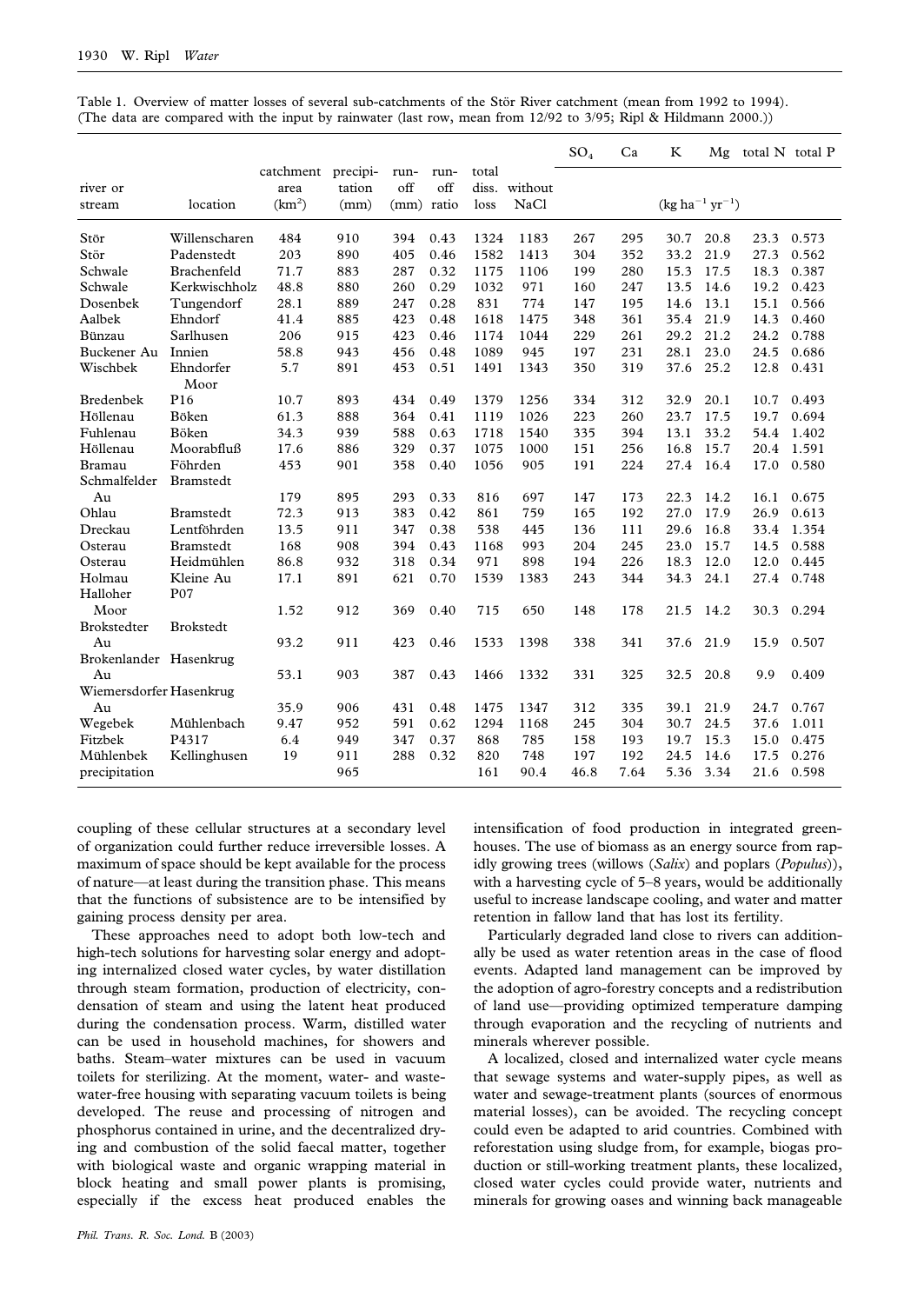Table 1. Overview of matter losses of several sub-catchments of the Stör River catchment (mean from 1992 to 1994). (The data are compared with the input by rainwater (last row, mean from 12/92 to 3/95; Ripl & Hildmann 2000.))

| river or stream | location | catchment area ($km^2$) | precipitation (mm) | run-off (mm) | run-off ratio | total diss. loss | without NaCl | $SO_4$ | Ca | K | Mg | total N | total P |
|---|---|---|---|---|---|---|---|---|---|---|---|---|---|
| | | | | | | ($kg\ ha^{-1}\ yr^{-1}$) | | | | | | | |
| Stör | Willenscharen | 484 | 910 | 394 | 0.43 | 1324 | 1183 | 267 | 295 | 30.7 | 20.8 | 23.3 | 0.573 |
| Stör | Padenstedt | 203 | 890 | 405 | 0.46 | 1582 | 1413 | 304 | 352 | 33.2 | 21.9 | 27.3 | 0.562 |
| Schwale | Brachenfeld | 71.7 | 883 | 287 | 0.32 | 1175 | 1106 | 199 | 280 | 15.3 | 17.5 | 18.3 | 0.387 |
| Schwale | Kerkwischholz | 48.8 | 880 | 260 | 0.29 | 1032 | 971 | 160 | 247 | 13.5 | 14.6 | 19.2 | 0.423 |
| Dosenbek | Tungendorf | 28.1 | 889 | 247 | 0.28 | 831 | 774 | 147 | 195 | 14.6 | 13.1 | 15.1 | 0.566 |
| Aalbek | Ehndorf | 41.4 | 885 | 423 | 0.48 | 1618 | 1475 | 348 | 361 | 35.4 | 21.9 | 14.3 | 0.460 |
| Bünzau | Sarlhusen | 206 | 915 | 423 | 0.46 | 1174 | 1044 | 229 | 261 | 29.2 | 21.2 | 24.2 | 0.788 |
| Buckener Au | Innien | 58.8 | 943 | 456 | 0.48 | 1089 | 945 | 197 | 231 | 28.1 | 23.0 | 24.5 | 0.686 |
| Wischbek | Ehndorfer Moor | 5.7 | 891 | 453 | 0.51 | 1491 | 1343 | 350 | 319 | 37.6 | 25.2 | 12.8 | 0.431 |
| Bredenbek | P16 | 10.7 | 893 | 434 | 0.49 | 1379 | 1256 | 334 | 312 | 32.9 | 20.1 | 10.7 | 0.493 |
| Höllenau | Böken | 61.3 | 888 | 364 | 0.41 | 1119 | 1026 | 223 | 260 | 23.7 | 17.5 | 19.7 | 0.694 |
| Fuhlenau | Böken | 34.3 | 939 | 588 | 0.63 | 1718 | 1540 | 335 | 394 | 13.1 | 33.2 | 54.4 | 1.402 |
| Höllenau | Moorabfluß | 17.6 | 886 | 329 | 0.37 | 1075 | 1000 | 151 | 256 | 16.8 | 15.7 | 20.4 | 1.591 |
| Bramau | Föhrden | 453 | 901 | 358 | 0.40 | 1056 | 905 | 191 | 224 | 27.4 | 16.4 | 17.0 | 0.580 |
| Schmalfelder Au | Bramstedt | 179 | 895 | 293 | 0.33 | 816 | 697 | 147 | 173 | 22.3 | 14.2 | 16.1 | 0.675 |
| Ohlau | Bramstedt | 72.3 | 913 | 383 | 0.42 | 861 | 759 | 165 | 192 | 27.0 | 17.9 | 26.9 | 0.613 |
| Dreckau | Lentföhrden | 13.5 | 911 | 347 | 0.38 | 538 | 445 | 136 | 111 | 29.6 | 16.8 | 33.4 | 1.354 |
| Osterau | Bramstedt | 168 | 908 | 394 | 0.43 | 1168 | 993 | 204 | 245 | 23.0 | 15.7 | 14.5 | 0.588 |
| Osterau | Heidmühlen | 86.8 | 932 | 318 | 0.34 | 971 | 898 | 194 | 226 | 18.3 | 12.0 | 12.0 | 0.445 |
| Holmau | Kleine Au | 17.1 | 891 | 621 | 0.70 | 1539 | 1383 | 243 | 344 | 34.3 | 24.1 | 27.4 | 0.748 |
| Halloher Moor | P07 | 1.52 | 912 | 369 | 0.40 | 715 | 650 | 148 | 178 | 21.5 | 14.2 | 30.3 | 0.294 |
| Brokstedter Au | Brokstedt | 93.2 | 911 | 423 | 0.46 | 1533 | 1398 | 338 | 341 | 37.6 | 21.9 | 15.9 | 0.507 |
| Brokenlander Au | Hasenkrug | 53.1 | 903 | 387 | 0.43 | 1466 | 1332 | 331 | 325 | 32.5 | 20.8 | 9.9 | 0.409 |
| Wiemersdorfer Au | Hasenkrug | 35.9 | 906 | 431 | 0.48 | 1475 | 1347 | 312 | 335 | 39.1 | 21.9 | 24.7 | 0.767 |
| Wegebek | Mühlenbach | 9.47 | 952 | 591 | 0.62 | 1294 | 1168 | 245 | 304 | 30.7 | 24.5 | 37.6 | 1.011 |
| Fitzbek | P4317 | 6.4 | 949 | 347 | 0.37 | 868 | 785 | 158 | 193 | 19.7 | 15.3 | 15.0 | 0.475 |
| Mühlenbek | Kellinghusen | 19 | 911 | 288 | 0.32 | 820 | 748 | 197 | 192 | 24.5 | 14.6 | 17.5 | 0.276 |
| precipitation | | | 965 | | | 161 | 90.4 | 46.8 | 7.64 | 5.36 | 3.34 | 21.6 | 0.598 |

coupling of these cellular structures at a secondary level of organization could further reduce irreversible losses. A maximum of space should be kept available for the process of nature—at least during the transition phase. This means that the functions of subsistence are to be intensified by gaining process density per area.

These approaches need to adopt both low-tech and high-tech solutions for harvesting solar energy and adopting internalized closed water cycles, by water distillation through steam formation, production of electricity, condensation of steam and using the latent heat produced during the condensation process. Warm, distilled water can be used in household machines, for showers and baths. Steam–water mixtures can be used in vacuum toilets for sterilizing. At the moment, water- and wastewater-free housing with separating vacuum toilets is being developed. The reuse and processing of nitrogen and phosphorus contained in urine, and the decentralized drying and combustion of the solid faecal matter, together with biological waste and organic wrapping material in block heating and small power plants is promising, especially if the excess heat produced enables the intensification of food production in integrated greenhouses. The use of biomass as an energy source from rapidly growing trees (willows (*Salix*) and poplars (*Populus*)), with a harvesting cycle of 5–8 years, would be additionally useful to increase landscape cooling, and water and matter retention in fallow land that has lost its fertility.

Particularly degraded land close to rivers can additionally be used as water retention areas in the case of flood events. Adapted land management can be improved by the adoption of agro-forestry concepts and a redistribution of land use—providing optimized temperature damping through evaporation and the recycling of nutrients and minerals wherever possible.

A localized, closed and internalized water cycle means that sewage systems and water-supply pipes, as well as water and sewage-treatment plants (sources of enormous material losses), can be avoided. The recycling concept could even be adapted to arid countries. Combined with reforestation using sludge from, for example, biogas production or still-working treatment plants, these localized, closed water cycles could provide water, nutrients and minerals for growing oases and winning back manageable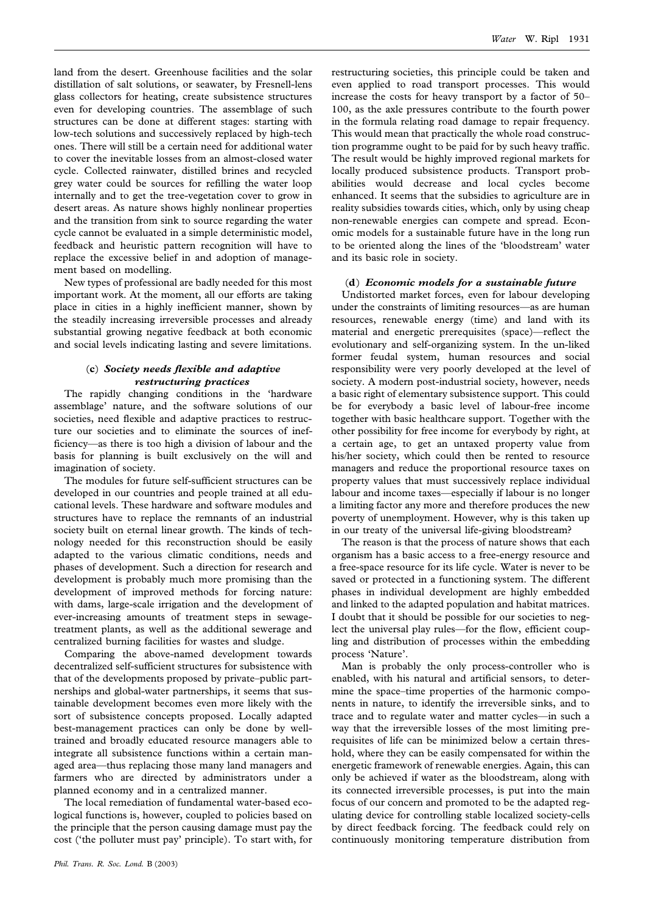land from the desert. Greenhouse facilities and the solar distillation of salt solutions, or seawater, by Fresnell-lens glass collectors for heating, create subsistence structures even for developing countries. The assemblage of such structures can be done at different stages: starting with low-tech solutions and successively replaced by high-tech ones. There will still be a certain need for additional water to cover the inevitable losses from an almost-closed water cycle. Collected rainwater, distilled brines and recycled grey water could be sources for refilling the water loop internally and to get the tree-vegetation cover to grow in desert areas. As nature shows highly nonlinear properties and the transition from sink to source regarding the water cycle cannot be evaluated in a simple deterministic model, feedback and heuristic pattern recognition will have to replace the excessive belief in and adoption of management based on modelling.

New types of professional are badly needed for this most important work. At the moment, all our efforts are taking place in cities in a highly inefficient manner, shown by the steadily increasing irreversible processes and already substantial growing negative feedback at both economic and social levels indicating lasting and severe limitations.

### (c) *Society needs flexible and adaptive restructuring practices*

The rapidly changing conditions in the 'hardware assemblage' nature, and the software solutions of our societies, need flexible and adaptive practices to restructure our societies and to eliminate the sources of inefficiency—as there is too high a division of labour and the basis for planning is built exclusively on the will and imagination of society.

The modules for future self-sufficient structures can be developed in our countries and people trained at all educational levels. These hardware and software modules and structures have to replace the remnants of an industrial society built on eternal linear growth. The kinds of technology needed for this reconstruction should be easily adapted to the various climatic conditions, needs and phases of development. Such a direction for research and development is probably much more promising than the development of improved methods for forcing nature: with dams, large-scale irrigation and the development of ever-increasing amounts of treatment steps in sewage-treatment plants, as well as the additional sewerage and centralized burning facilities for wastes and sludge.

Comparing the above-named development towards decentralized self-sufficient structures for subsistence with that of the developments proposed by private–public partnerships and global-water partnerships, it seems that sustainable development becomes even more likely with the sort of subsistence concepts proposed. Locally adapted best-management practices can only be done by well-trained and broadly educated resource managers able to integrate all subsistence functions within a certain managed area—thus replacing those many land managers and farmers who are directed by administrators under a planned economy and in a centralized manner.

The local remediation of fundamental water-based ecological functions is, however, coupled to policies based on the principle that the person causing damage must pay the cost ('the polluter must pay' principle). To start with, for restructuring societies, this principle could be taken and even applied to road transport processes. This would increase the costs for heavy transport by a factor of 50–100, as the axle pressures contribute to the fourth power in the formula relating road damage to repair frequency. This would mean that practically the whole road construction programme ought to be paid for by such heavy traffic. The result would be highly improved regional markets for locally produced subsistence products. Transport probabilities would decrease and local cycles become enhanced. It seems that the subsidies to agriculture are in reality subsidies towards cities, which, only by using cheap non-renewable energies can compete and spread. Economic models for a sustainable future have in the long run to be oriented along the lines of the 'bloodstream' water and its basic role in society.

### (d) *Economic models for a sustainable future*

Undistorted market forces, even for labour developing under the constraints of limiting resources—as are human resources, renewable energy (time) and land with its material and energetic prerequisites (space)—reflect the evolutionary and self-organizing system. In the un-liked former feudal system, human resources and social responsibility were very poorly developed at the level of society. A modern post-industrial society, however, needs a basic right of elementary subsistence support. This could be for everybody a basic level of labour-free income together with basic healthcare support. Together with the other possibility for free income for everybody by right, at a certain age, to get an untaxed property value from his/her society, which could then be rented to resource managers and reduce the proportional resource taxes on property values that must successively replace individual labour and income taxes—especially if labour is no longer a limiting factor any more and therefore produces the new poverty of unemployment. However, why is this taken up in our treaty of the universal life-giving bloodstream?

The reason is that the process of nature shows that each organism has a basic access to a free-energy resource and a free-space resource for its life cycle. Water is never to be saved or protected in a functioning system. The different phases in individual development are highly embedded and linked to the adapted population and habitat matrices. I doubt that it should be possible for our societies to neglect the universal play rules—for the flow, efficient coupling and distribution of processes within the embedding process 'Nature'.

Man is probably the only process-controller who is enabled, with his natural and artificial sensors, to determine the space–time properties of the harmonic components in nature, to identify the irreversible sinks, and to trace and to regulate water and matter cycles—in such a way that the irreversible losses of the most limiting prerequisites of life can be minimized below a certain threshold, where they can be easily compensated for within the energetic framework of renewable energies. Again, this can only be achieved if water as the bloodstream, along with its connected irreversible processes, is put into the main focus of our concern and promoted to be the adapted regulating device for controlling stable localized society-cells by direct feedback forcing. The feedback could rely on continuously monitoring temperature distribution from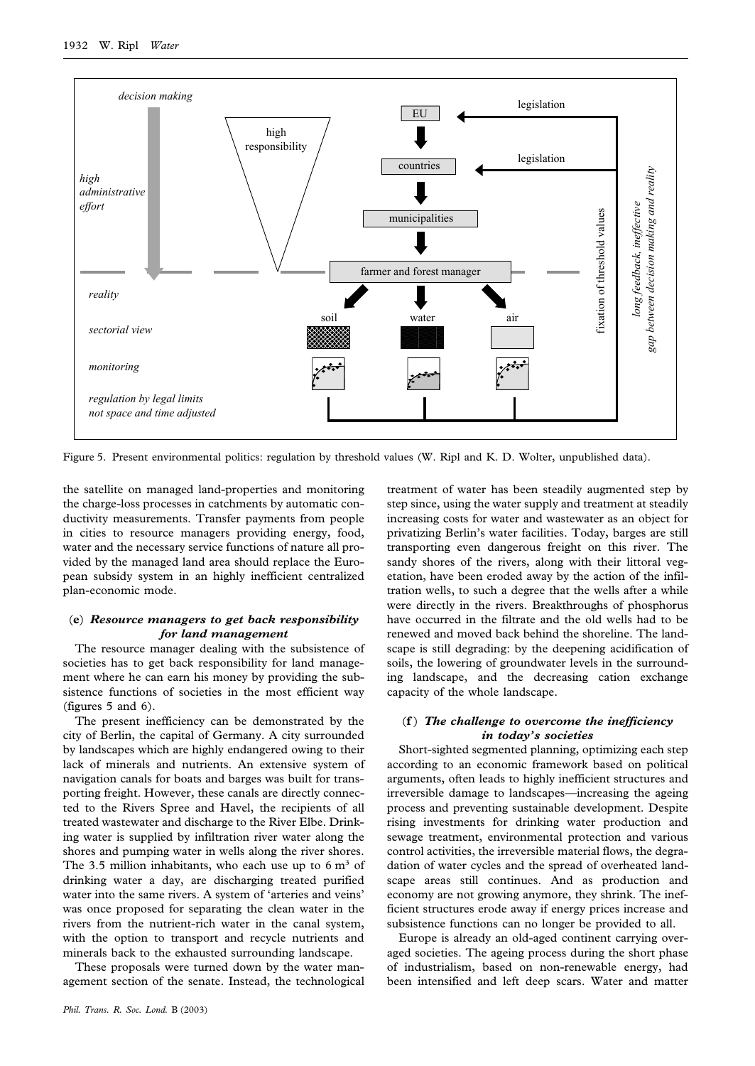decision making

high responsibility

EU

legislation

countries

legislation

high administrative effort

municipalities

fixation of threshold values

long feedback, ineffective gap between decision making and reality

farmer and forest manager

reality

soil

water

air

sectorial view

monitoring

regulation by legal limits not space and time adjusted

Figure 5. Present environmental politics: regulation by threshold values (W. Ripl and K. D. Wolter, unpublished data).

the satellite on managed land-properties and monitoring the charge-loss processes in catchments by automatic conductivity measurements. Transfer payments from people in cities to resource managers providing energy, food, water and the necessary service functions of nature all provided by the managed land area should replace the European subsidy system in an highly inefficient centralized plan-economic mode.

### (e) *Resource managers to get back responsibility for land management*

The resource manager dealing with the subsistence of societies has to get back responsibility for land management where he can earn his money by providing the subsistence functions of societies in the most efficient way (figures 5 and 6).

The present inefficiency can be demonstrated by the city of Berlin, the capital of Germany. A city surrounded by landscapes which are highly endangered owing to their lack of minerals and nutrients. An extensive system of navigation canals for boats and barges was built for transporting freight. However, these canals are directly connected to the Rivers Spree and Havel, the recipients of all treated wastewater and discharge to the River Elbe. Drinking water is supplied by infiltration river water along the shores and pumping water in wells along the river shores. The 3.5 million inhabitants, who each use up to 6 $m^3$ of drinking water a day, are discharging treated purified water into the same rivers. A system of 'arteries and veins' was once proposed for separating the clean water in the rivers from the nutrient-rich water in the canal system, with the option to transport and recycle nutrients and minerals back to the exhausted surrounding landscape.

These proposals were turned down by the water management section of the senate. Instead, the technological treatment of water has been steadily augmented step by step since, using the water supply and treatment at steadily increasing costs for water and wastewater as an object for privatizing Berlin's water facilities. Today, barges are still transporting even dangerous freight on this river. The sandy shores of the rivers, along with their littoral vegetation, have been eroded away by the action of the infiltration wells, to such a degree that the wells after a while were directly in the rivers. Breakthroughs of phosphorus have occurred in the filtrate and the old wells had to be renewed and moved back behind the shoreline. The landscape is still degrading: by the deepening acidification of soils, the lowering of groundwater levels in the surrounding landscape, and the decreasing cation exchange capacity of the whole landscape.

### (f) *The challenge to overcome the inefficiency in today's societies*

Short-sighted segmented planning, optimizing each step according to an economic framework based on political arguments, often leads to highly inefficient structures and irreversible damage to landscapes—increasing the ageing process and preventing sustainable development. Despite rising investments for drinking water production and sewage treatment, environmental protection and various control activities, the irreversible material flows, the degradation of water cycles and the spread of overheated landscape areas still continues. And as production and economy are not growing anymore, they shrink. The inefficient structures erode away if energy prices increase and subsistence functions can no longer be provided to all.

Europe is already an old-aged continent carrying overaged societies. The ageing process during the short phase of industrialism, based on non-renewable energy, had been intensified and left deep scars. Water and matter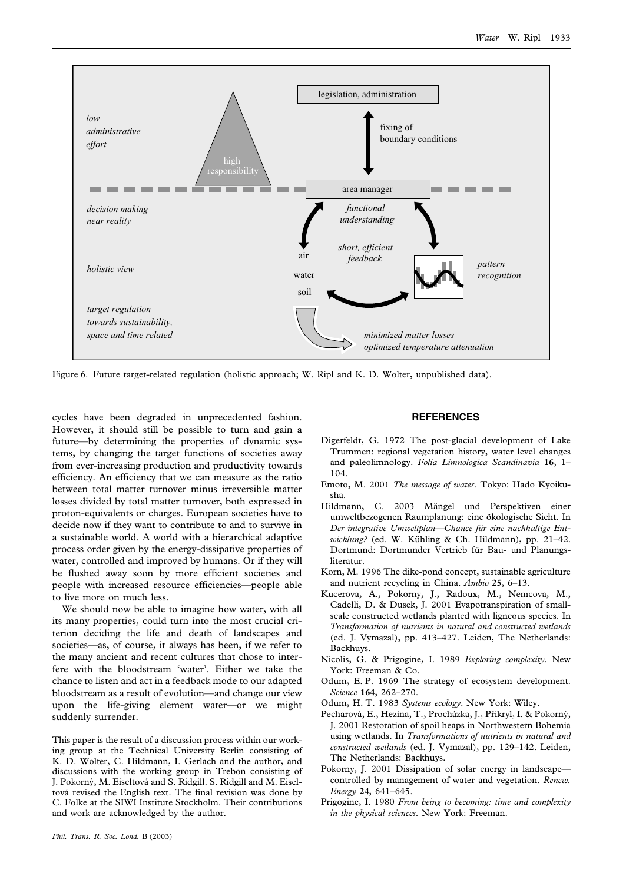Figure 6. Future target-related regulation (holistic approach; W. Ripl and K. D. Wolter, unpublished data).

cycles have been degraded in unprecedented fashion. However, it should still be possible to turn and gain a future—by determining the properties of dynamic systems, by changing the target functions of societies away from ever-increasing production and productivity towards efficiency. An efficiency that we can measure as the ratio between total matter turnover minus irreversible matter losses divided by total matter turnover, both expressed in proton-equivalents or charges. European societies have to decide now if they want to contribute to and to survive in a sustainable world. A world with a hierarchical adaptive process order given by the energy-dissipative properties of water, controlled and improved by humans. Or if they will be flushed away soon by more efficient societies and people with increased resource efficiencies—people able to live more on much less.

We should now be able to imagine how water, with all its many properties, could turn into the most crucial criterion deciding the life and death of landscapes and societies—as, of course, it always has been, if we refer to the many ancient and recent cultures that chose to interfere with the bloodstream 'water'. Either we take the chance to listen and act in a feedback mode to our adapted bloodstream as a result of evolution—and change our view upon the life-giving element water—or we might suddenly surrender.

This paper is the result of a discussion process within our working group at the Technical University Berlin consisting of K. D. Wolter, C. Hildmann, I. Gerlach and the author, and discussions with the working group in Trebon consisting of J. Pokorný, M. Eiseltová and S. Ridgill. S. Ridgill and M. Eiseltová revised the English text. The final revision was done by C. Folke at the SIWI Institute Stockholm. Their contributions and work are acknowledged by the author.

## REFERENCES

Digerfeldt, G. 1972 The post-glacial development of Lake Trummen: regional vegetation history, water level changes and paleolimnology. *Folia Limnologica Scandinavia* **16**, 1–104.

Emoto, M. 2001 *The message of water*. Tokyo: Hado Kyoikusha.

Hildmann, C. 2003 Mängel und Perspektiven einer umweltbezogenen Raumplanung: eine ökologische Sicht. In *Der integrative Umweltplan—Chance für eine nachhaltige Entwicklung?* (ed. W. Kühling & Ch. Hildmann), pp. 21–42. Dortmund: Dortmunder Vertrieb für Bau- und Planungsliteratur.

Korn, M. 1996 The dike-pond concept, sustainable agriculture and nutrient recycling in China. *Ambio* **25**, 6–13.

Kucerova, A., Pokorny, J., Radoux, M., Nemcova, M., Cadelli, D. & Dusek, J. 2001 Evapotranspiration of small-scale constructed wetlands planted with ligneous species. In *Transformation of nutrients in natural and constructed wetlands* (ed. J. Vymazal), pp. 413–427. Leiden, The Netherlands: Backhuys.

Nicolis, G. & Prigogine, I. 1989 *Exploring complexity*. New York: Freeman & Co.

Odum, E. P. 1969 The strategy of ecosystem development. *Science* **164**, 262–270.

Odum, H. T. 1983 *Systems ecology*. New York: Wiley.

Pecharová, E., Hezina, T., Procházka, J., Přikryl, I. & Pokorný, J. 2001 Restoration of spoil heaps in Northwestern Bohemia using wetlands. In *Transformations of nutrients in natural and constructed wetlands* (ed. J. Vymazal), pp. 129–142. Leiden, The Netherlands: Backhuys.

Pokorny, J. 2001 Dissipation of solar energy in landscape—controlled by management of water and vegetation. *Renew. Energy* **24**, 641–645.

Prigogine, I. 1980 *From being to becoming: time and complexity in the physical sciences*. New York: Freeman.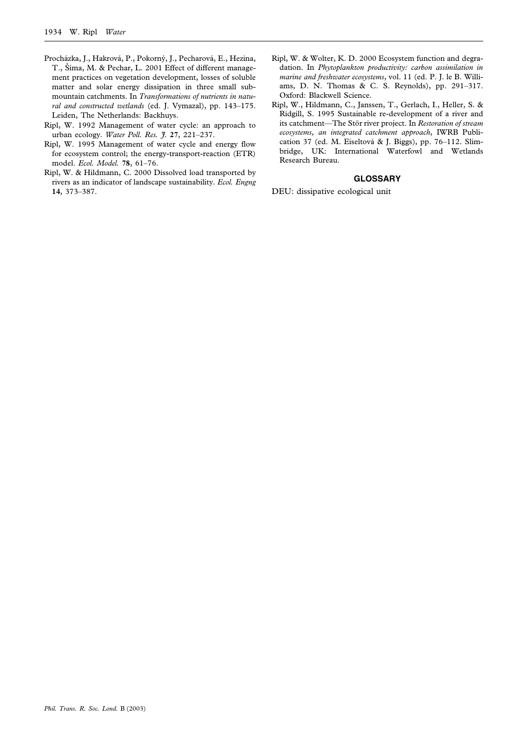Procházka, J., Hakrová, P., Pokorný, J., Pecharová, E., Hezina, T., Šíma, M. & Pechar, L. 2001 Effect of different management practices on vegetation development, losses of soluble matter and solar energy dissipation in three small submountain catchments. In *Transformations of nutrients in natural and constructed wetlands* (ed. J. Vymazal), pp. 143–175. Leiden, The Netherlands: Backhuys.

Ripl, W. 1992 Management of water cycle: an approach to urban ecology. *Water Poll. Res. J.* **27**, 221–237.

Ripl, W. 1995 Management of water cycle and energy flow for ecosystem control; the energy-transport-reaction (ETR) model. *Ecol. Model.* **78**, 61–76.

Ripl, W. & Hildmann, C. 2000 Dissolved load transported by rivers as an indicator of landscape sustainability. *Ecol. Engng* **14**, 373–387.

Ripl, W. & Wolter, K. D. 2000 Ecosystem function and degradation. In *Phytoplankton productivity: carbon assimilation in marine and freshwater ecosystems*, vol. 11 (ed. P. J. le B. Williams, D. N. Thomas & C. S. Reynolds), pp. 291–317. Oxford: Blackwell Science.

Ripl, W., Hildmann, C., Janssen, T., Gerlach, I., Heller, S. & Ridgill, S. 1995 Sustainable re-development of a river and its catchment—The Stör river project. In *Restoration of stream ecosystems, an integrated catchment approach*, IWRB Publication 37 (ed. M. Eiseltová & J. Biggs), pp. 76–112. Slimbridge, UK: International Waterfowl and Wetlands Research Bureau.

## GLOSSARY

DEU: dissipative ecological unit